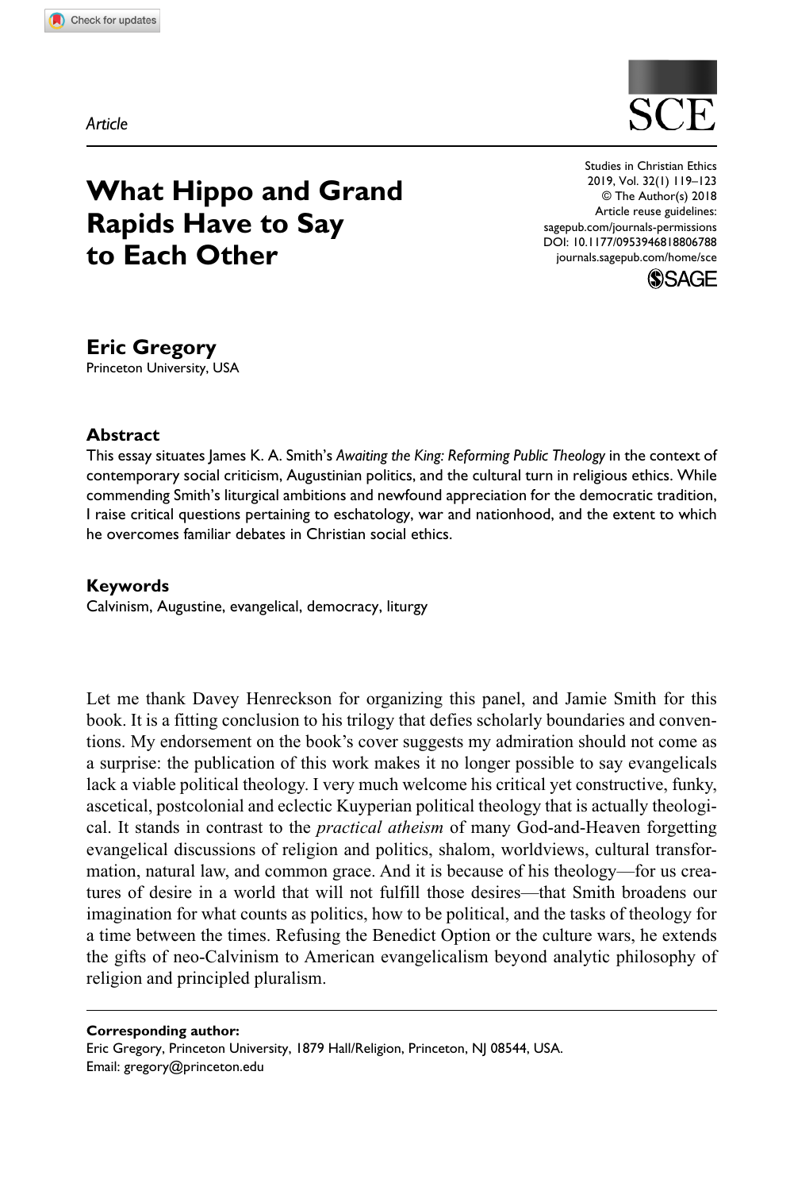*Article*

# What Hippo and Grand Rapids Have to Say to Each Other

**Eric Gregory**
Princeton University, USA

### Abstract

This essay situates James K. A. Smith's *Awaiting the King: Reforming Public Theology* in the context of contemporary social criticism, Augustinian politics, and the cultural turn in religious ethics. While commending Smith's liturgical ambitions and newfound appreciation for the democratic tradition, I raise critical questions pertaining to eschatology, war and nationhood, and the extent to which he overcomes familiar debates in Christian social ethics.

### Keywords

Calvinism, Augustine, evangelical, democracy, liturgy

Let me thank Davey Henreckson for organizing this panel, and Jamie Smith for this book. It is a fitting conclusion to his trilogy that defies scholarly boundaries and conventions. My endorsement on the book's cover suggests my admiration should not come as a surprise: the publication of this work makes it no longer possible to say evangelicals lack a viable political theology. I very much welcome his critical yet constructive, funky, ascetical, postcolonial and eclectic Kuyperian political theology that is actually theological. It stands in contrast to the *practical atheism* of many God-and-Heaven forgetting evangelical discussions of religion and politics, shalom, worldviews, cultural transformation, natural law, and common grace. And it is because of his theology—for us creatures of desire in a world that will not fulfill those desires—that Smith broadens our imagination for what counts as politics, how to be political, and the tasks of theology for a time between the times. Refusing the Benedict Option or the culture wars, he extends the gifts of neo-Calvinism to American evangelicalism beyond analytic philosophy of religion and principled pluralism.

**Corresponding author:**
Eric Gregory, Princeton University, 1879 Hall/Religion, Princeton, NJ 08544, USA.
Email: gregory@princeton.edu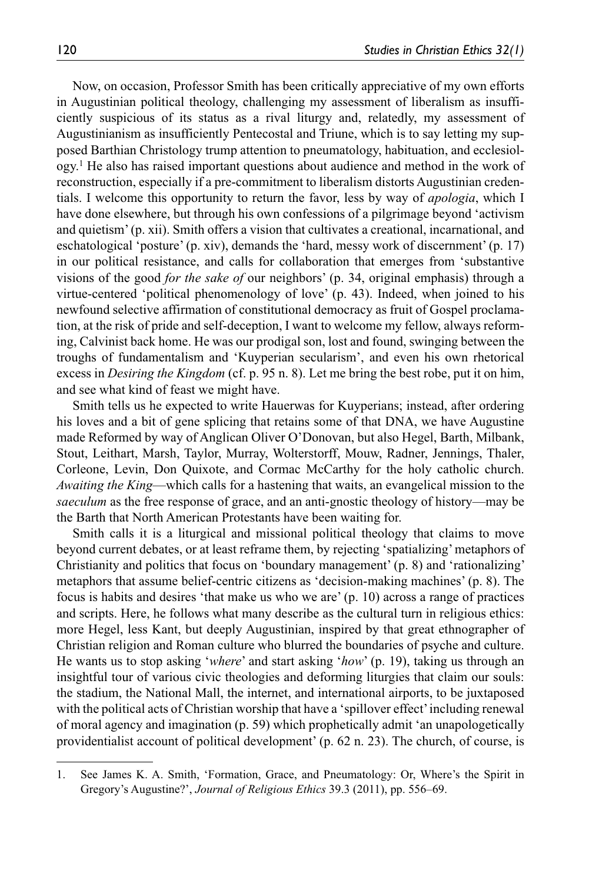Now, on occasion, Professor Smith has been critically appreciative of my own efforts in Augustinian political theology, challenging my assessment of liberalism as insufficiently suspicious of its status as a rival liturgy and, relatedly, my assessment of Augustinianism as insufficiently Pentecostal and Triune, which is to say letting my supposed Barthian Christology trump attention to pneumatology, habituation, and ecclesiology.[1] He also has raised important questions about audience and method in the work of reconstruction, especially if a pre-commitment to liberalism distorts Augustinian credentials. I welcome this opportunity to return the favor, less by way of *apologia*, which I have done elsewhere, but through his own confessions of a pilgrimage beyond 'activism and quietism' (p. xii). Smith offers a vision that cultivates a creational, incarnational, and eschatological 'posture' (p. xiv), demands the 'hard, messy work of discernment' (p. 17) in our political resistance, and calls for collaboration that emerges from 'substantive visions of the good *for the sake of* our neighbors' (p. 34, original emphasis) through a virtue-centered 'political phenomenology of love' (p. 43). Indeed, when joined to his newfound selective affirmation of constitutional democracy as fruit of Gospel proclamation, at the risk of pride and self-deception, I want to welcome my fellow, always reforming, Calvinist back home. He was our prodigal son, lost and found, swinging between the troughs of fundamentalism and 'Kuyperian secularism', and even his own rhetorical excess in *Desiring the Kingdom* (cf. p. 95 n. 8). Let me bring the best robe, put it on him, and see what kind of feast we might have.

Smith tells us he expected to write Hauerwas for Kuyperians; instead, after ordering his loves and a bit of gene splicing that retains some of that DNA, we have Augustine made Reformed by way of Anglican Oliver O'Donovan, but also Hegel, Barth, Milbank, Stout, Leithart, Marsh, Taylor, Murray, Wolterstorff, Mouw, Radner, Jennings, Thaler, Corleone, Levin, Don Quixote, and Cormac McCarthy for the holy catholic church. *Awaiting the King*—which calls for a hastening that waits, an evangelical mission to the *saeculum* as the free response of grace, and an anti-gnostic theology of history—may be the Barth that North American Protestants have been waiting for.

Smith calls it is a liturgical and missional political theology that claims to move beyond current debates, or at least reframe them, by rejecting 'spatializing' metaphors of Christianity and politics that focus on 'boundary management' (p. 8) and 'rationalizing' metaphors that assume belief-centric citizens as 'decision-making machines' (p. 8). The focus is habits and desires 'that make us who we are' (p. 10) across a range of practices and scripts. Here, he follows what many describe as the cultural turn in religious ethics: more Hegel, less Kant, but deeply Augustinian, inspired by that great ethnographer of Christian religion and Roman culture who blurred the boundaries of psyche and culture. He wants us to stop asking '*where*' and start asking '*how*' (p. 19), taking us through an insightful tour of various civic theologies and deforming liturgies that claim our souls: the stadium, the National Mall, the internet, and international airports, to be juxtaposed with the political acts of Christian worship that have a 'spillover effect' including renewal of moral agency and imagination (p. 59) which prophetically admit 'an unapologetically providentialist account of political development' (p. 62 n. 23). The church, of course, is

1. See James K. A. Smith, 'Formation, Grace, and Pneumatology: Or, Where's the Spirit in Gregory's Augustine?', *Journal of Religious Ethics* 39.3 (2011), pp. 556–69.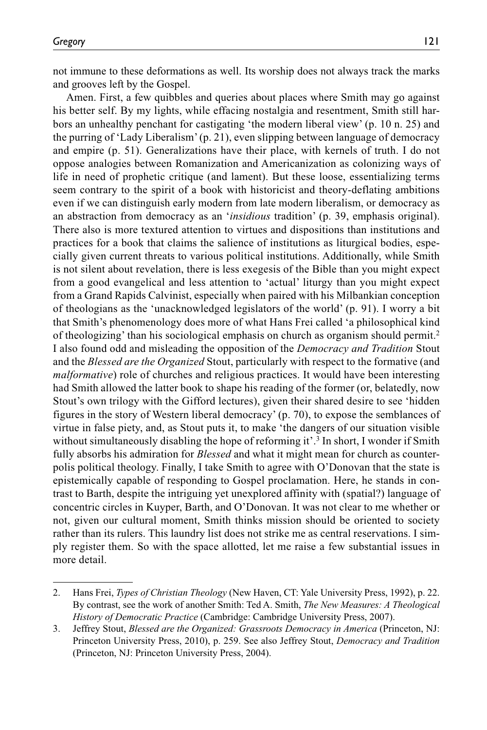not immune to these deformations as well. Its worship does not always track the marks and grooves left by the Gospel.

Amen. First, a few quibbles and queries about places where Smith may go against his better self. By my lights, while effacing nostalgia and resentment, Smith still harbors an unhealthy penchant for castigating 'the modern liberal view' (p. 10 n. 25) and the purring of 'Lady Liberalism' (p. 21), even slipping between language of democracy and empire (p. 51). Generalizations have their place, with kernels of truth. I do not oppose analogies between Romanization and Americanization as colonizing ways of life in need of prophetic critique (and lament). But these loose, essentializing terms seem contrary to the spirit of a book with historicist and theory-deflating ambitions even if we can distinguish early modern from late modern liberalism, or democracy as an abstraction from democracy as an '*insidious* tradition' (p. 39, emphasis original). There also is more textured attention to virtues and dispositions than institutions and practices for a book that claims the salience of institutions as liturgical bodies, especially given current threats to various political institutions. Additionally, while Smith is not silent about revelation, there is less exegesis of the Bible than you might expect from a good evangelical and less attention to 'actual' liturgy than you might expect from a Grand Rapids Calvinist, especially when paired with his Milbankian conception of theologians as the 'unacknowledged legislators of the world' (p. 91). I worry a bit that Smith's phenomenology does more of what Hans Frei called 'a philosophical kind of theologizing' than his sociological emphasis on church as organism should permit.[2] I also found odd and misleading the opposition of the *Democracy and Tradition* Stout and the *Blessed are the Organized* Stout, particularly with respect to the formative (and *malformative*) role of churches and religious practices. It would have been interesting had Smith allowed the latter book to shape his reading of the former (or, belatedly, now Stout's own trilogy with the Gifford lectures), given their shared desire to see 'hidden figures in the story of Western liberal democracy' (p. 70), to expose the semblances of virtue in false piety, and, as Stout puts it, to make 'the dangers of our situation visible without simultaneously disabling the hope of reforming it'.[3] In short, I wonder if Smith fully absorbs his admiration for *Blessed* and what it might mean for church as counterpolis political theology. Finally, I take Smith to agree with O'Donovan that the state is epistemically capable of responding to Gospel proclamation. Here, he stands in contrast to Barth, despite the intriguing yet unexplored affinity with (spatial?) language of concentric circles in Kuyper, Barth, and O'Donovan. It was not clear to me whether or not, given our cultural moment, Smith thinks mission should be oriented to society rather than its rulers. This laundry list does not strike me as central reservations. I simply register them. So with the space allotted, let me raise a few substantial issues in more detail.

2. Hans Frei, *Types of Christian Theology* (New Haven, CT: Yale University Press, 1992), p. 22. By contrast, see the work of another Smith: Ted A. Smith, *The New Measures: A Theological History of Democratic Practice* (Cambridge: Cambridge University Press, 2007).

3. Jeffrey Stout, *Blessed are the Organized: Grassroots Democracy in America* (Princeton, NJ: Princeton University Press, 2010), p. 259. See also Jeffrey Stout, *Democracy and Tradition* (Princeton, NJ: Princeton University Press, 2004).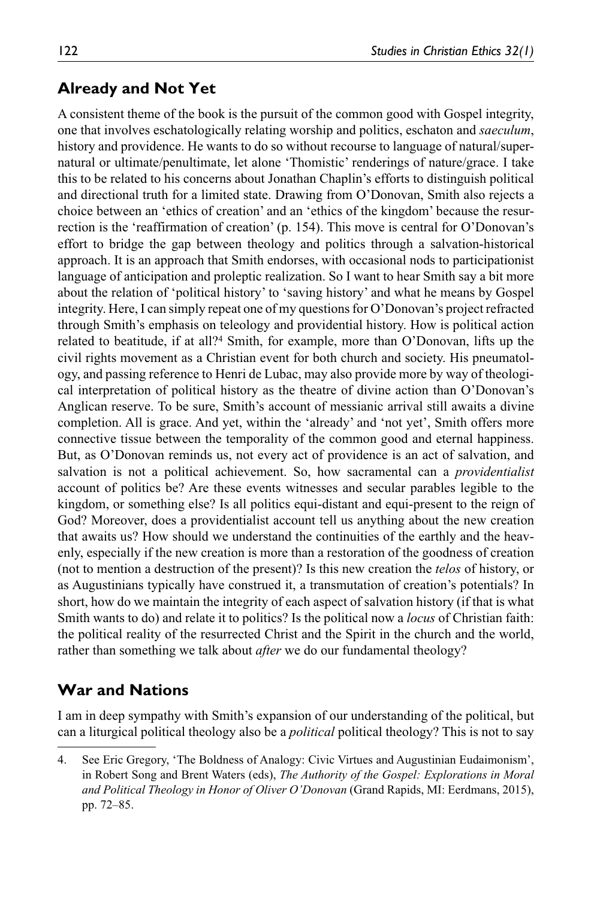## Already and Not Yet

A consistent theme of the book is the pursuit of the common good with Gospel integrity, one that involves eschatologically relating worship and politics, eschaton and *saeculum*, history and providence. He wants to do so without recourse to language of natural/supernatural or ultimate/penultimate, let alone 'Thomistic' renderings of nature/grace. I take this to be related to his concerns about Jonathan Chaplin's efforts to distinguish political and directional truth for a limited state. Drawing from O'Donovan, Smith also rejects a choice between an 'ethics of creation' and an 'ethics of the kingdom' because the resurrection is the 'reaffirmation of creation' (p. 154). This move is central for O'Donovan's effort to bridge the gap between theology and politics through a salvation-historical approach. It is an approach that Smith endorses, with occasional nods to participationist language of anticipation and proleptic realization. So I want to hear Smith say a bit more about the relation of 'political history' to 'saving history' and what he means by Gospel integrity. Here, I can simply repeat one of my questions for O'Donovan's project refracted through Smith's emphasis on teleology and providential history. How is political action related to beatitude, if at all?[4] Smith, for example, more than O'Donovan, lifts up the civil rights movement as a Christian event for both church and society. His pneumatology, and passing reference to Henri de Lubac, may also provide more by way of theological interpretation of political history as the theatre of divine action than O'Donovan's Anglican reserve. To be sure, Smith's account of messianic arrival still awaits a divine completion. All is grace. And yet, within the 'already' and 'not yet', Smith offers more connective tissue between the temporality of the common good and eternal happiness. But, as O'Donovan reminds us, not every act of providence is an act of salvation, and salvation is not a political achievement. So, how sacramental can a *providentialist* account of politics be? Are these events witnesses and secular parables legible to the kingdom, or something else? Is all politics equi-distant and equi-present to the reign of God? Moreover, does a providentialist account tell us anything about the new creation that awaits us? How should we understand the continuities of the earthly and the heavenly, especially if the new creation is more than a restoration of the goodness of creation (not to mention a destruction of the present)? Is this new creation the *telos* of history, or as Augustinians typically have construed it, a transmutation of creation's potentials? In short, how do we maintain the integrity of each aspect of salvation history (if that is what Smith wants to do) and relate it to politics? Is the political now a *locus* of Christian faith: the political reality of the resurrected Christ and the Spirit in the church and the world, rather than something we talk about *after* we do our fundamental theology?

## War and Nations

I am in deep sympathy with Smith's expansion of our understanding of the political, but can a liturgical political theology also be a *political* political theology? This is not to say

4. See Eric Gregory, 'The Boldness of Analogy: Civic Virtues and Augustinian Eudaimonism', in Robert Song and Brent Waters (eds), *The Authority of the Gospel: Explorations in Moral and Political Theology in Honor of Oliver O'Donovan* (Grand Rapids, MI: Eerdmans, 2015), pp. 72–85.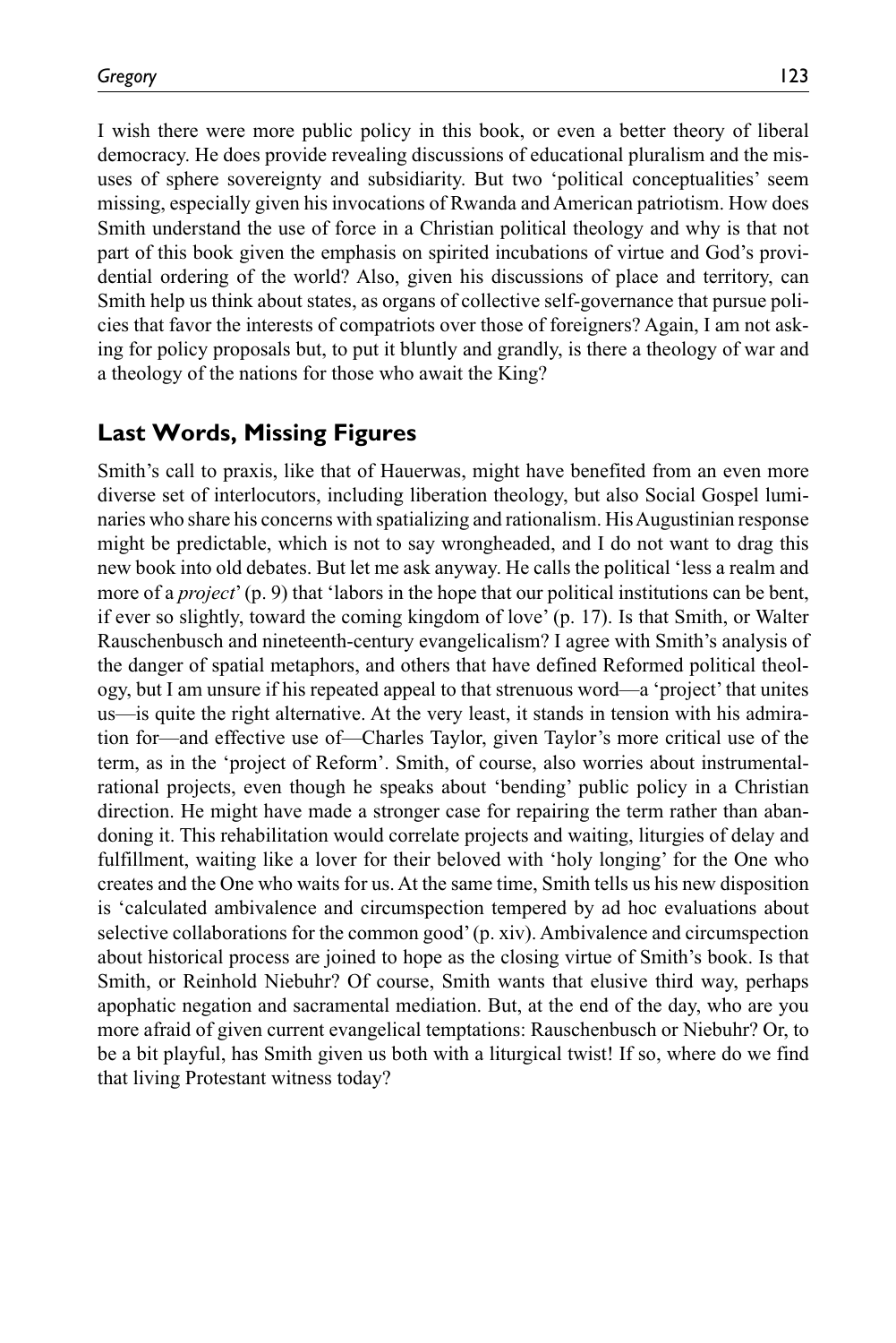I wish there were more public policy in this book, or even a better theory of liberal democracy. He does provide revealing discussions of educational pluralism and the misuses of sphere sovereignty and subsidiarity. But two 'political conceptualities' seem missing, especially given his invocations of Rwanda and American patriotism. How does Smith understand the use of force in a Christian political theology and why is that not part of this book given the emphasis on spirited incubations of virtue and God's providential ordering of the world? Also, given his discussions of place and territory, can Smith help us think about states, as organs of collective self-governance that pursue policies that favor the interests of compatriots over those of foreigners? Again, I am not asking for policy proposals but, to put it bluntly and grandly, is there a theology of war and a theology of the nations for those who await the King?

## Last Words, Missing Figures

Smith's call to praxis, like that of Hauerwas, might have benefited from an even more diverse set of interlocutors, including liberation theology, but also Social Gospel luminaries who share his concerns with spatializing and rationalism. His Augustinian response might be predictable, which is not to say wrongheaded, and I do not want to drag this new book into old debates. But let me ask anyway. He calls the political 'less a realm and more of a *project*' (p. 9) that 'labors in the hope that our political institutions can be bent, if ever so slightly, toward the coming kingdom of love' (p. 17). Is that Smith, or Walter Rauschenbusch and nineteenth-century evangelicalism? I agree with Smith's analysis of the danger of spatial metaphors, and others that have defined Reformed political theology, but I am unsure if his repeated appeal to that strenuous word—a 'project' that unites us—is quite the right alternative. At the very least, it stands in tension with his admiration for—and effective use of—Charles Taylor, given Taylor's more critical use of the term, as in the 'project of Reform'. Smith, of course, also worries about instrumental-rational projects, even though he speaks about 'bending' public policy in a Christian direction. He might have made a stronger case for repairing the term rather than abandoning it. This rehabilitation would correlate projects and waiting, liturgies of delay and fulfillment, waiting like a lover for their beloved with 'holy longing' for the One who creates and the One who waits for us. At the same time, Smith tells us his new disposition is 'calculated ambivalence and circumspection tempered by ad hoc evaluations about selective collaborations for the common good' (p. xiv). Ambivalence and circumspection about historical process are joined to hope as the closing virtue of Smith's book. Is that Smith, or Reinhold Niebuhr? Of course, Smith wants that elusive third way, perhaps apophatic negation and sacramental mediation. But, at the end of the day, who are you more afraid of given current evangelical temptations: Rauschenbusch or Niebuhr? Or, to be a bit playful, has Smith given us both with a liturgical twist! If so, where do we find that living Protestant witness today?